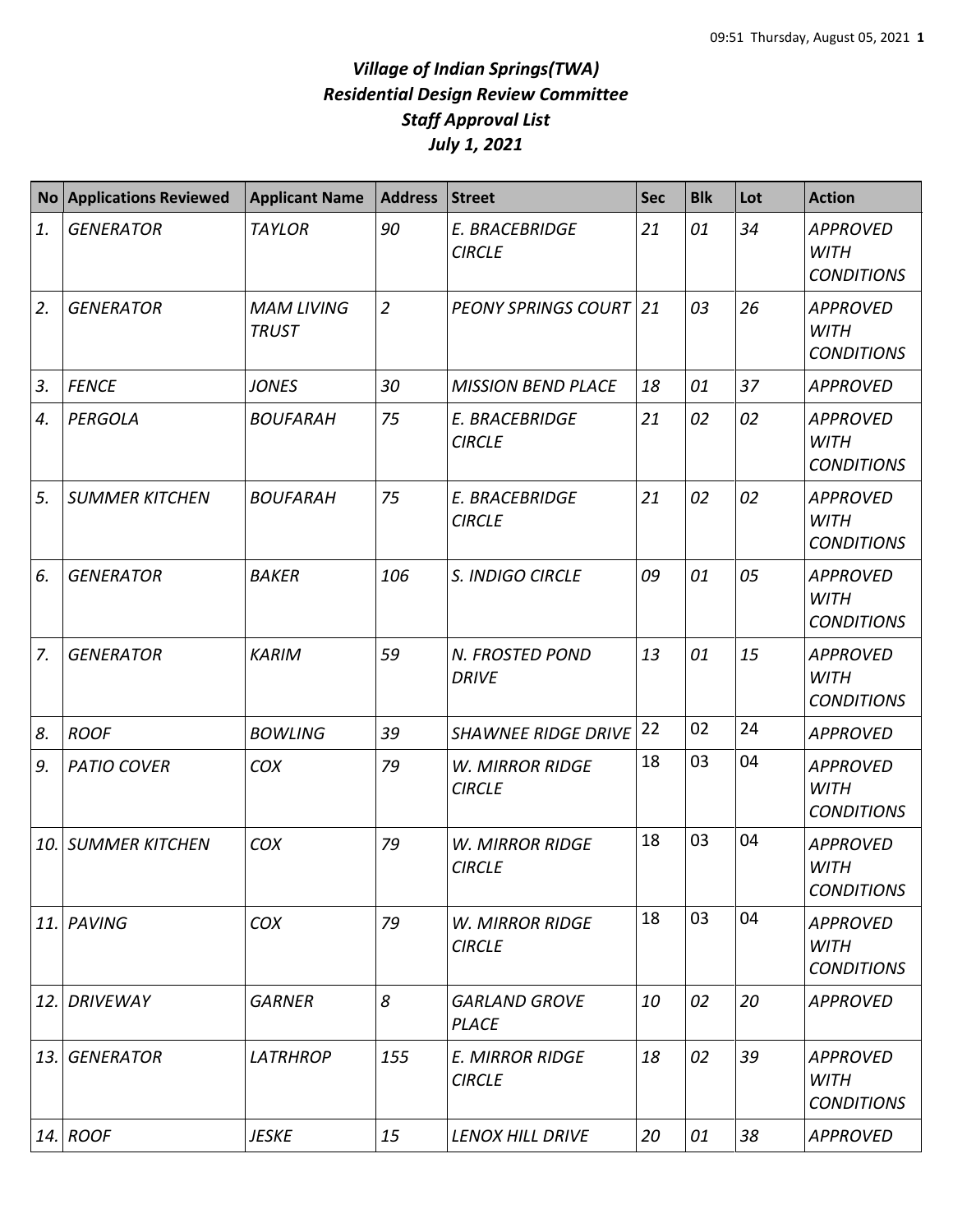# *Village of Indian Springs(TWA)*
# *Residential Design Review Committee*
# *Staff Approval List*
# *July 1, 2021*

| No | Applications Reviewed | Applicant Name | Address | Street | Sec | Blk | Lot | Action |
|---|---|---|---|---|---|---|---|---|
| *1.* | *GENERATOR* | *TAYLOR* | *90* | *E. BRACEBRIDGE CIRCLE* | *21* | *01* | *34* | *APPROVED WITH CONDITIONS* |
| *2.* | *GENERATOR* | *MAM LIVING TRUST* | *2* | *PEONY SPRINGS COURT* | *21* | *03* | *26* | *APPROVED WITH CONDITIONS* |
| *3.* | *FENCE* | *JONES* | *30* | *MISSION BEND PLACE* | *18* | *01* | *37* | *APPROVED* |
| *4.* | *PERGOLA* | *BOUFARAH* | *75* | *E. BRACEBRIDGE CIRCLE* | *21* | *02* | *02* | *APPROVED WITH CONDITIONS* |
| *5.* | *SUMMER KITCHEN* | *BOUFARAH* | *75* | *E. BRACEBRIDGE CIRCLE* | *21* | *02* | *02* | *APPROVED WITH CONDITIONS* |
| *6.* | *GENERATOR* | *BAKER* | *106* | *S. INDIGO CIRCLE* | *09* | *01* | *05* | *APPROVED WITH CONDITIONS* |
| *7.* | *GENERATOR* | *KARIM* | *59* | *N. FROSTED POND DRIVE* | *13* | *01* | *15* | *APPROVED WITH CONDITIONS* |
| *8.* | *ROOF* | *BOWLING* | *39* | *SHAWNEE RIDGE DRIVE* | 22 | 02 | 24 | *APPROVED* |
| *9.* | *PATIO COVER* | *COX* | *79* | *W. MIRROR RIDGE CIRCLE* | 18 | 03 | 04 | *APPROVED WITH CONDITIONS* |
| *10.* | *SUMMER KITCHEN* | *COX* | *79* | *W. MIRROR RIDGE CIRCLE* | 18 | 03 | 04 | *APPROVED WITH CONDITIONS* |
| *11.* | *PAVING* | *COX* | *79* | *W. MIRROR RIDGE CIRCLE* | 18 | 03 | 04 | *APPROVED WITH CONDITIONS* |
| *12.* | *DRIVEWAY* | *GARNER* | *8* | *GARLAND GROVE PLACE* | *10* | *02* | *20* | *APPROVED* |
| *13.* | *GENERATOR* | *LATRHROP* | *155* | *E. MIRROR RIDGE CIRCLE* | *18* | *02* | *39* | *APPROVED WITH CONDITIONS* |
| *14.* | *ROOF* | *JESKE* | *15* | *LENOX HILL DRIVE* | *20* | *01* | *38* | *APPROVED* |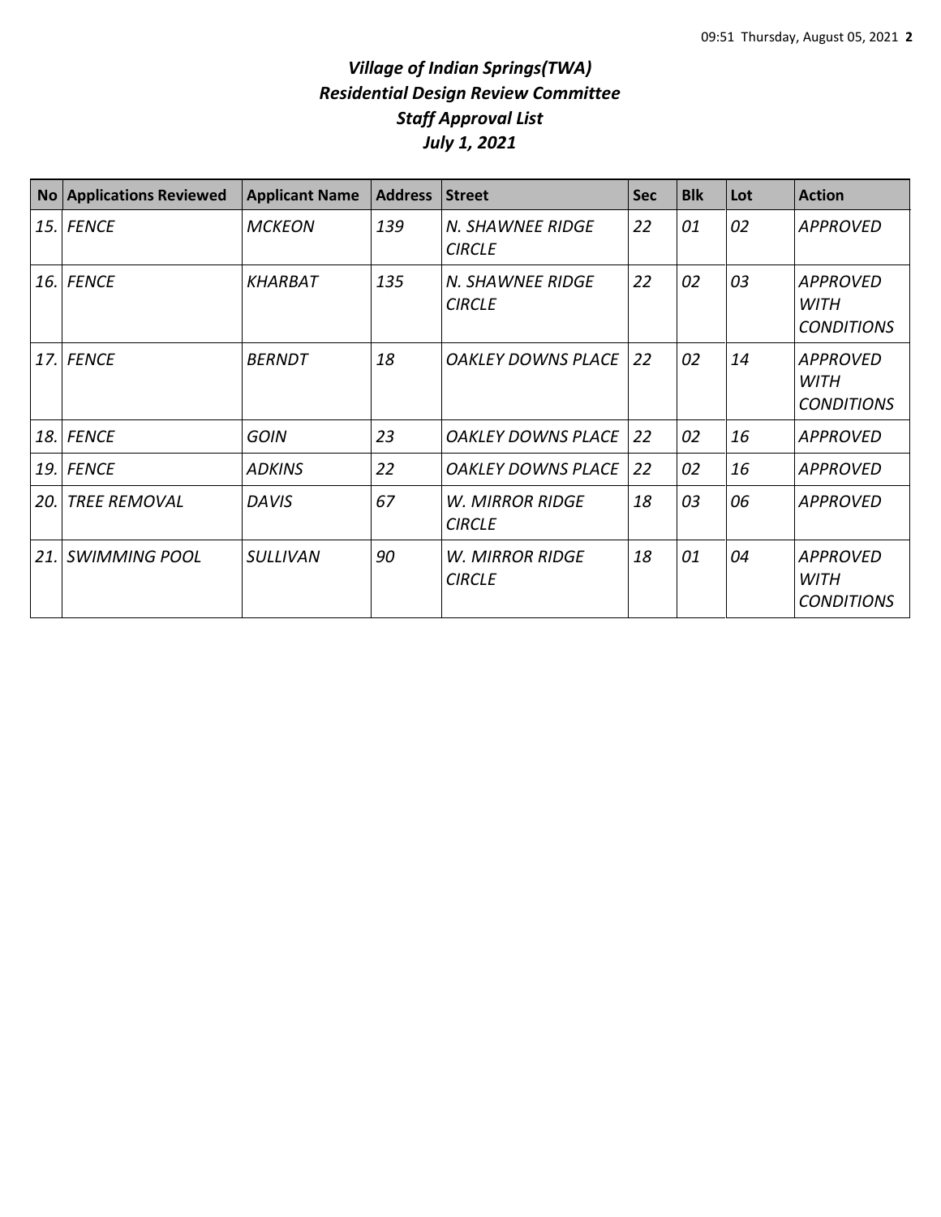# *Village of Indian Springs(TWA)*
# *Residential Design Review Committee*
# *Staff Approval List*
# *July 1, 2021*

| No | Applications Reviewed | Applicant Name | Address | Street | Sec | Blk | Lot | Action |
|---|---|---|---|---|---|---|---|---|
| *15.* | *FENCE* | *MCKEON* | *139* | *N. SHAWNEE RIDGE CIRCLE* | *22* | *01* | *02* | *APPROVED* |
| *16.* | *FENCE* | *KHARBAT* | *135* | *N. SHAWNEE RIDGE CIRCLE* | *22* | *02* | *03* | *APPROVED WITH CONDITIONS* |
| *17.* | *FENCE* | *BERNDT* | *18* | *OAKLEY DOWNS PLACE* | *22* | *02* | *14* | *APPROVED WITH CONDITIONS* |
| *18.* | *FENCE* | *GOIN* | *23* | *OAKLEY DOWNS PLACE* | *22* | *02* | *16* | *APPROVED* |
| *19.* | *FENCE* | *ADKINS* | *22* | *OAKLEY DOWNS PLACE* | *22* | *02* | *16* | *APPROVED* |
| *20.* | *TREE REMOVAL* | *DAVIS* | *67* | *W. MIRROR RIDGE CIRCLE* | *18* | *03* | *06* | *APPROVED* |
| *21.* | *SWIMMING POOL* | *SULLIVAN* | *90* | *W. MIRROR RIDGE CIRCLE* | *18* | *01* | *04* | *APPROVED WITH CONDITIONS* |